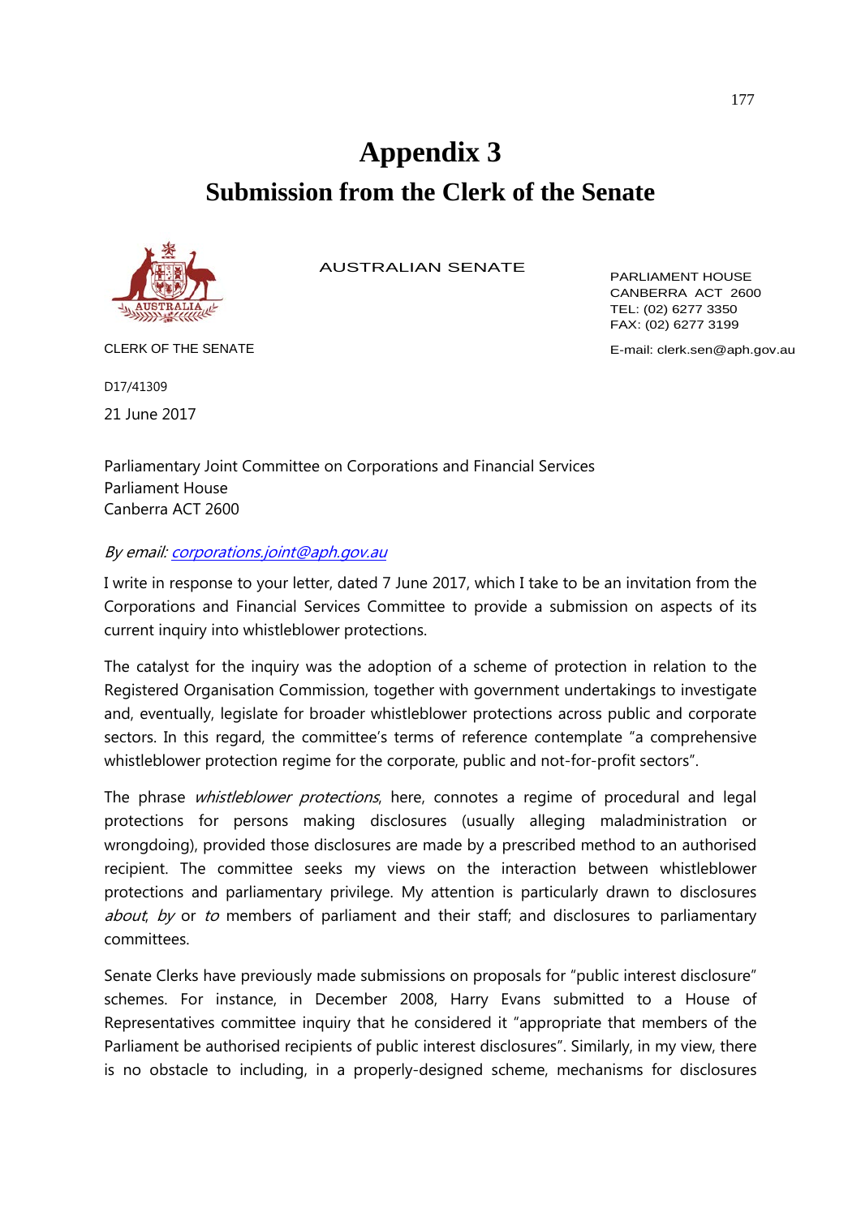# Appendix 3

## Submission from the Clerk of the Senate

AUSTRALIAN SENATE

CLERK OF THE SENATE

PARLIAMENT HOUSE
CANBERRA ACT 2600
TEL: (02) 6277 3350
FAX: (02) 6277 3199
E-mail: clerk.sen@aph.gov.au

D17/41309

21 June 2017

Parliamentary Joint Committee on Corporations and Financial Services
Parliament House
Canberra ACT 2600

*By email: corporations.joint@aph.gov.au*

I write in response to your letter, dated 7 June 2017, which I take to be an invitation from the Corporations and Financial Services Committee to provide a submission on aspects of its current inquiry into whistleblower protections.

The catalyst for the inquiry was the adoption of a scheme of protection in relation to the Registered Organisation Commission, together with government undertakings to investigate and, eventually, legislate for broader whistleblower protections across public and corporate sectors. In this regard, the committee's terms of reference contemplate "a comprehensive whistleblower protection regime for the corporate, public and not-for-profit sectors".

The phrase *whistleblower protections*, here, connotes a regime of procedural and legal protections for persons making disclosures (usually alleging maladministration or wrongdoing), provided those disclosures are made by a prescribed method to an authorised recipient. The committee seeks my views on the interaction between whistleblower protections and parliamentary privilege. My attention is particularly drawn to disclosures *about*, *by* or *to* members of parliament and their staff; and disclosures to parliamentary committees.

Senate Clerks have previously made submissions on proposals for "public interest disclosure" schemes. For instance, in December 2008, Harry Evans submitted to a House of Representatives committee inquiry that he considered it "appropriate that members of the Parliament be authorised recipients of public interest disclosures". Similarly, in my view, there is no obstacle to including, in a properly-designed scheme, mechanisms for disclosures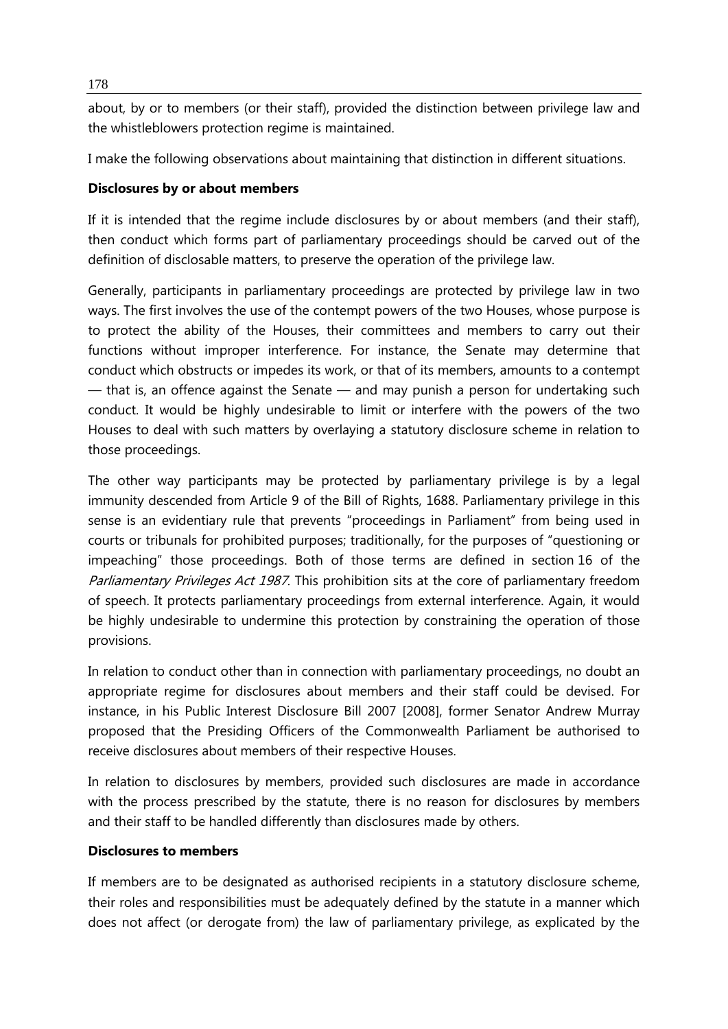about, by or to members (or their staff), provided the distinction between privilege law and the whistleblowers protection regime is maintained.

I make the following observations about maintaining that distinction in different situations.

**Disclosures by or about members**

If it is intended that the regime include disclosures by or about members (and their staff), then conduct which forms part of parliamentary proceedings should be carved out of the definition of disclosable matters, to preserve the operation of the privilege law.

Generally, participants in parliamentary proceedings are protected by privilege law in two ways. The first involves the use of the contempt powers of the two Houses, whose purpose is to protect the ability of the Houses, their committees and members to carry out their functions without improper interference. For instance, the Senate may determine that conduct which obstructs or impedes its work, or that of its members, amounts to a contempt — that is, an offence against the Senate — and may punish a person for undertaking such conduct. It would be highly undesirable to limit or interfere with the powers of the two Houses to deal with such matters by overlaying a statutory disclosure scheme in relation to those proceedings.

The other way participants may be protected by parliamentary privilege is by a legal immunity descended from Article 9 of the Bill of Rights, 1688. Parliamentary privilege in this sense is an evidentiary rule that prevents "proceedings in Parliament" from being used in courts or tribunals for prohibited purposes; traditionally, for the purposes of "questioning or impeaching" those proceedings. Both of those terms are defined in section 16 of the *Parliamentary Privileges Act 1987*. This prohibition sits at the core of parliamentary freedom of speech. It protects parliamentary proceedings from external interference. Again, it would be highly undesirable to undermine this protection by constraining the operation of those provisions.

In relation to conduct other than in connection with parliamentary proceedings, no doubt an appropriate regime for disclosures about members and their staff could be devised. For instance, in his Public Interest Disclosure Bill 2007 [2008], former Senator Andrew Murray proposed that the Presiding Officers of the Commonwealth Parliament be authorised to receive disclosures about members of their respective Houses.

In relation to disclosures by members, provided such disclosures are made in accordance with the process prescribed by the statute, there is no reason for disclosures by members and their staff to be handled differently than disclosures made by others.

**Disclosures to members**

If members are to be designated as authorised recipients in a statutory disclosure scheme, their roles and responsibilities must be adequately defined by the statute in a manner which does not affect (or derogate from) the law of parliamentary privilege, as explicated by the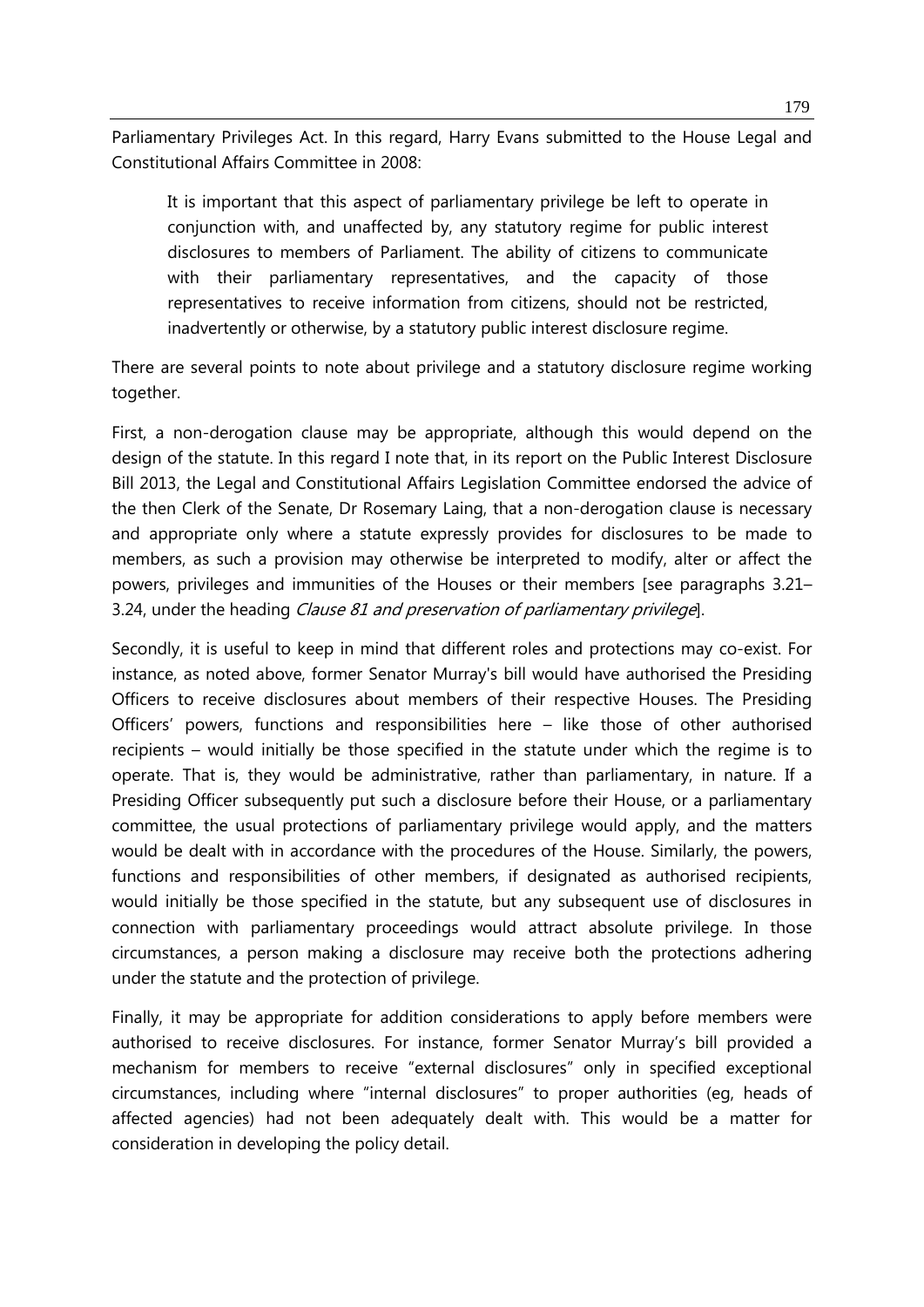Parliamentary Privileges Act. In this regard, Harry Evans submitted to the House Legal and Constitutional Affairs Committee in 2008:

> It is important that this aspect of parliamentary privilege be left to operate in conjunction with, and unaffected by, any statutory regime for public interest disclosures to members of Parliament. The ability of citizens to communicate with their parliamentary representatives, and the capacity of those representatives to receive information from citizens, should not be restricted, inadvertently or otherwise, by a statutory public interest disclosure regime.

There are several points to note about privilege and a statutory disclosure regime working together.

First, a non-derogation clause may be appropriate, although this would depend on the design of the statute. In this regard I note that, in its report on the Public Interest Disclosure Bill 2013, the Legal and Constitutional Affairs Legislation Committee endorsed the advice of the then Clerk of the Senate, Dr Rosemary Laing, that a non-derogation clause is necessary and appropriate only where a statute expressly provides for disclosures to be made to members, as such a provision may otherwise be interpreted to modify, alter or affect the powers, privileges and immunities of the Houses or their members [see paragraphs 3.21–3.24, under the heading *Clause 81 and preservation of parliamentary privilege*].

Secondly, it is useful to keep in mind that different roles and protections may co-exist. For instance, as noted above, former Senator Murray's bill would have authorised the Presiding Officers to receive disclosures about members of their respective Houses. The Presiding Officers' powers, functions and responsibilities here – like those of other authorised recipients – would initially be those specified in the statute under which the regime is to operate. That is, they would be administrative, rather than parliamentary, in nature. If a Presiding Officer subsequently put such a disclosure before their House, or a parliamentary committee, the usual protections of parliamentary privilege would apply, and the matters would be dealt with in accordance with the procedures of the House. Similarly, the powers, functions and responsibilities of other members, if designated as authorised recipients, would initially be those specified in the statute, but any subsequent use of disclosures in connection with parliamentary proceedings would attract absolute privilege. In those circumstances, a person making a disclosure may receive both the protections adhering under the statute and the protection of privilege.

Finally, it may be appropriate for addition considerations to apply before members were authorised to receive disclosures. For instance, former Senator Murray's bill provided a mechanism for members to receive "external disclosures" only in specified exceptional circumstances, including where "internal disclosures" to proper authorities (eg, heads of affected agencies) had not been adequately dealt with. This would be a matter for consideration in developing the policy detail.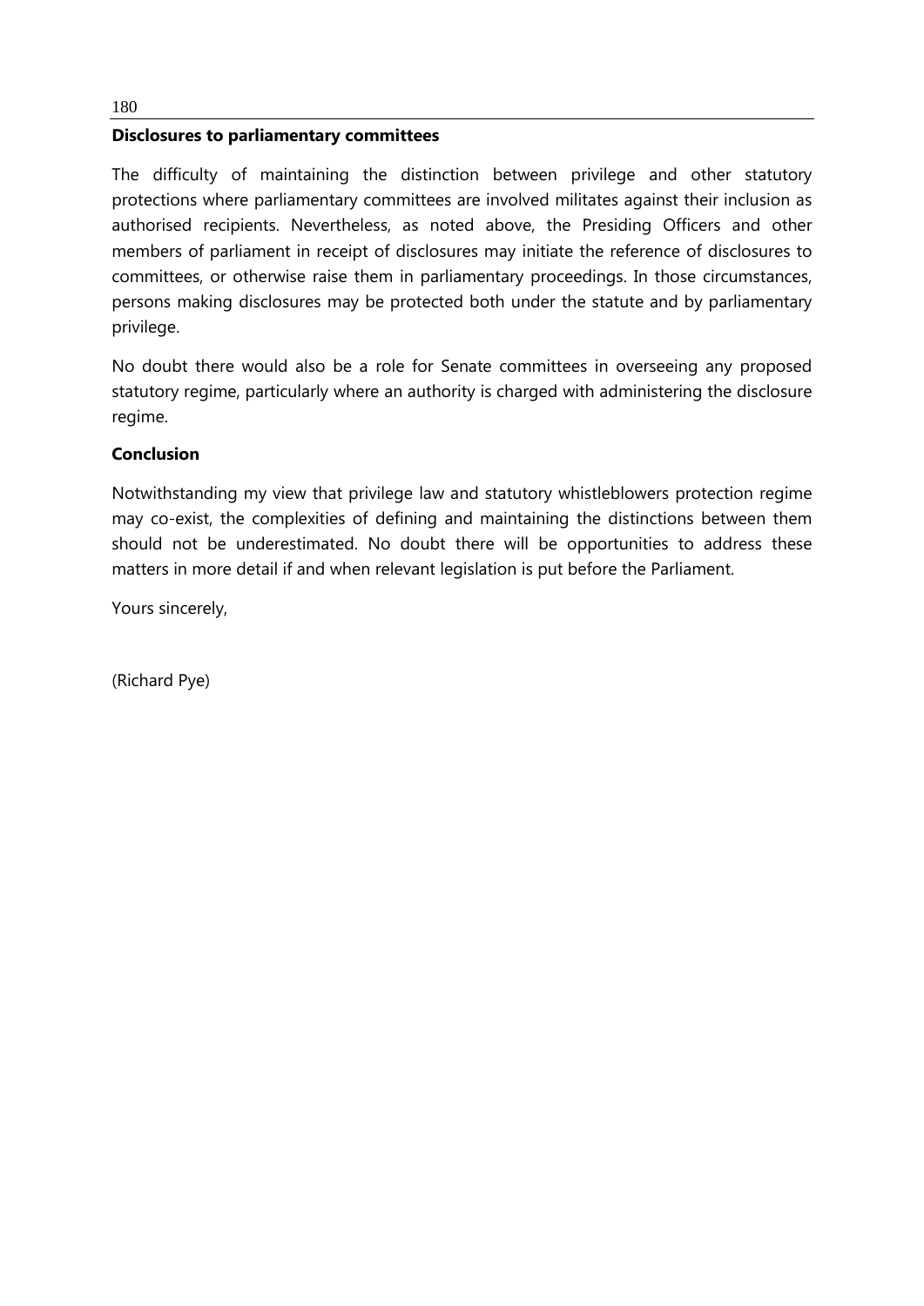**Disclosures to parliamentary committees**

The difficulty of maintaining the distinction between privilege and other statutory protections where parliamentary committees are involved militates against their inclusion as authorised recipients. Nevertheless, as noted above, the Presiding Officers and other members of parliament in receipt of disclosures may initiate the reference of disclosures to committees, or otherwise raise them in parliamentary proceedings. In those circumstances, persons making disclosures may be protected both under the statute and by parliamentary privilege.

No doubt there would also be a role for Senate committees in overseeing any proposed statutory regime, particularly where an authority is charged with administering the disclosure regime.

**Conclusion**

Notwithstanding my view that privilege law and statutory whistleblowers protection regime may co-exist, the complexities of defining and maintaining the distinctions between them should not be underestimated. No doubt there will be opportunities to address these matters in more detail if and when relevant legislation is put before the Parliament.

Yours sincerely,

(Richard Pye)